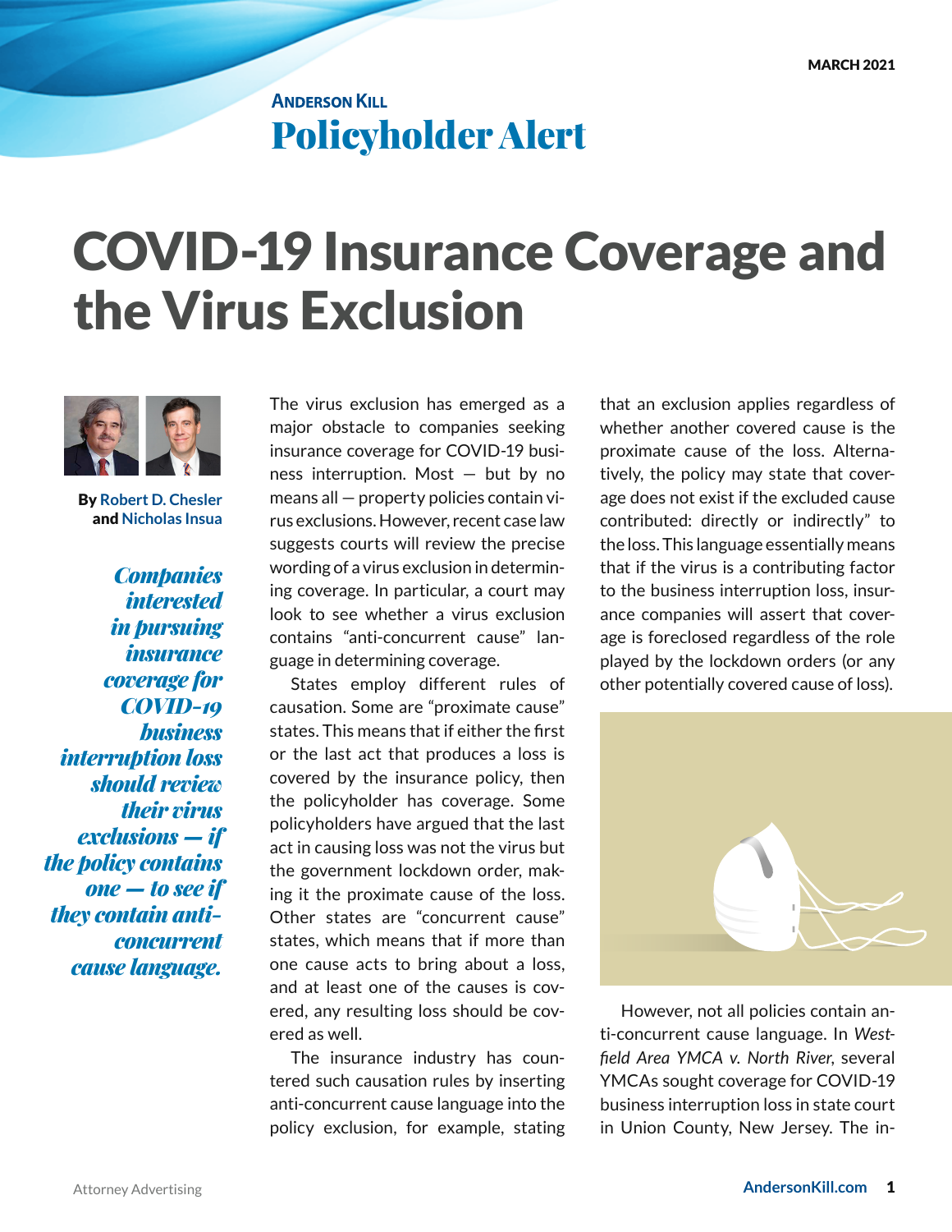MARCH 2021

Anderson Kill
**Policyholder Alert**

# COVID-19 Insurance Coverage and the Virus Exclusion

By Robert D. Chesler and Nicholas Insua

*Companies interested in pursuing insurance coverage for COVID-19 business interruption loss should review their virus exclusions — if the policy contains one — to see if they contain anti-concurrent cause language.*

The virus exclusion has emerged as a major obstacle to companies seeking insurance coverage for COVID-19 business interruption. Most — but by no means all — property policies contain virus exclusions. However, recent case law suggests courts will review the precise wording of a virus exclusion in determining coverage. In particular, a court may look to see whether a virus exclusion contains "anti-concurrent cause" language in determining coverage.

States employ different rules of causation. Some are "proximate cause" states. This means that if either the first or the last act that produces a loss is covered by the insurance policy, then the policyholder has coverage. Some policyholders have argued that the last act in causing loss was not the virus but the government lockdown order, making it the proximate cause of the loss. Other states are "concurrent cause" states, which means that if more than one cause acts to bring about a loss, and at least one of the causes is covered, any resulting loss should be covered as well.

The insurance industry has countered such causation rules by inserting anti-concurrent cause language into the policy exclusion, for example, stating that an exclusion applies regardless of whether another covered cause is the proximate cause of the loss. Alternatively, the policy may state that coverage does not exist if the excluded cause contributed: directly or indirectly" to the loss. This language essentially means that if the virus is a contributing factor to the business interruption loss, insurance companies will assert that coverage is foreclosed regardless of the role played by the lockdown orders (or any other potentially covered cause of loss).

However, not all policies contain anti-concurrent cause language. In *Westfield Area YMCA v. North River*, several YMCAs sought coverage for COVID-19 business interruption loss in state court in Union County, New Jersey. The in-

Attorney Advertising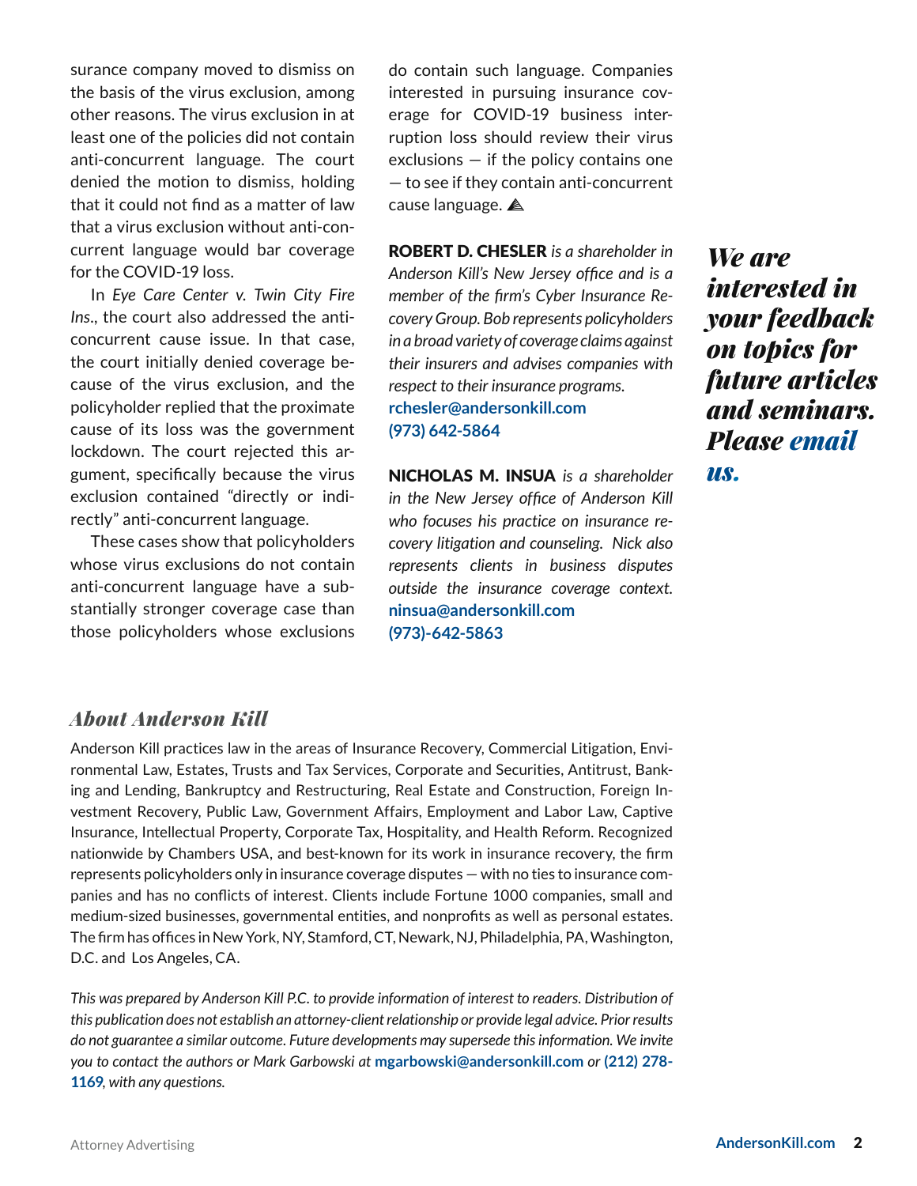surance company moved to dismiss on the basis of the virus exclusion, among other reasons. The virus exclusion in at least one of the policies did not contain anti-concurrent language. The court denied the motion to dismiss, holding that it could not find as a matter of law that a virus exclusion without anti-concurrent language would bar coverage for the COVID-19 loss.

In *Eye Care Center v. Twin City Fire Ins*., the court also addressed the anti-concurrent cause issue. In that case, the court initially denied coverage because of the virus exclusion, and the policyholder replied that the proximate cause of its loss was the government lockdown. The court rejected this argument, specifically because the virus exclusion contained "directly or indirectly" anti-concurrent language.

These cases show that policyholders whose virus exclusions do not contain anti-concurrent language have a substantially stronger coverage case than those policyholders whose exclusions do contain such language. Companies interested in pursuing insurance coverage for COVID-19 business interruption loss should review their virus exclusions — if the policy contains one — to see if they contain anti-concurrent cause language.

**ROBERT D. CHESLER** *is a shareholder in Anderson Kill's New Jersey office and is a member of the firm's Cyber Insurance Recovery Group. Bob represents policyholders in a broad variety of coverage claims against their insurers and advises companies with respect to their insurance programs.*
**rchesler@andersonkill.com**
**(973) 642-5864**

**NICHOLAS M. INSUA** *is a shareholder in the New Jersey office of Anderson Kill who focuses his practice on insurance recovery litigation and counseling. Nick also represents clients in business disputes outside the insurance coverage context.*
**ninsua@andersonkill.com**
**(973)-642-5863**

***We are interested in your feedback on topics for future articles and seminars. Please email us.***

## *About Anderson Kill*

Anderson Kill practices law in the areas of Insurance Recovery, Commercial Litigation, Environmental Law, Estates, Trusts and Tax Services, Corporate and Securities, Antitrust, Banking and Lending, Bankruptcy and Restructuring, Real Estate and Construction, Foreign Investment Recovery, Public Law, Government Affairs, Employment and Labor Law, Captive Insurance, Intellectual Property, Corporate Tax, Hospitality, and Health Reform. Recognized nationwide by Chambers USA, and best-known for its work in insurance recovery, the firm represents policyholders only in insurance coverage disputes — with no ties to insurance companies and has no conflicts of interest. Clients include Fortune 1000 companies, small and medium-sized businesses, governmental entities, and nonprofits as well as personal estates. The firm has offices in New York, NY, Stamford, CT, Newark, NJ, Philadelphia, PA, Washington, D.C. and Los Angeles, CA.

*This was prepared by Anderson Kill P.C. to provide information of interest to readers. Distribution of this publication does not establish an attorney-client relationship or provide legal advice. Prior results do not guarantee a similar outcome. Future developments may supersede this information. We invite you to contact the authors or Mark Garbowski at* **mgarbowski@andersonkill.com** *or* **(212) 278-1169***, with any questions.*

Attorney Advertising